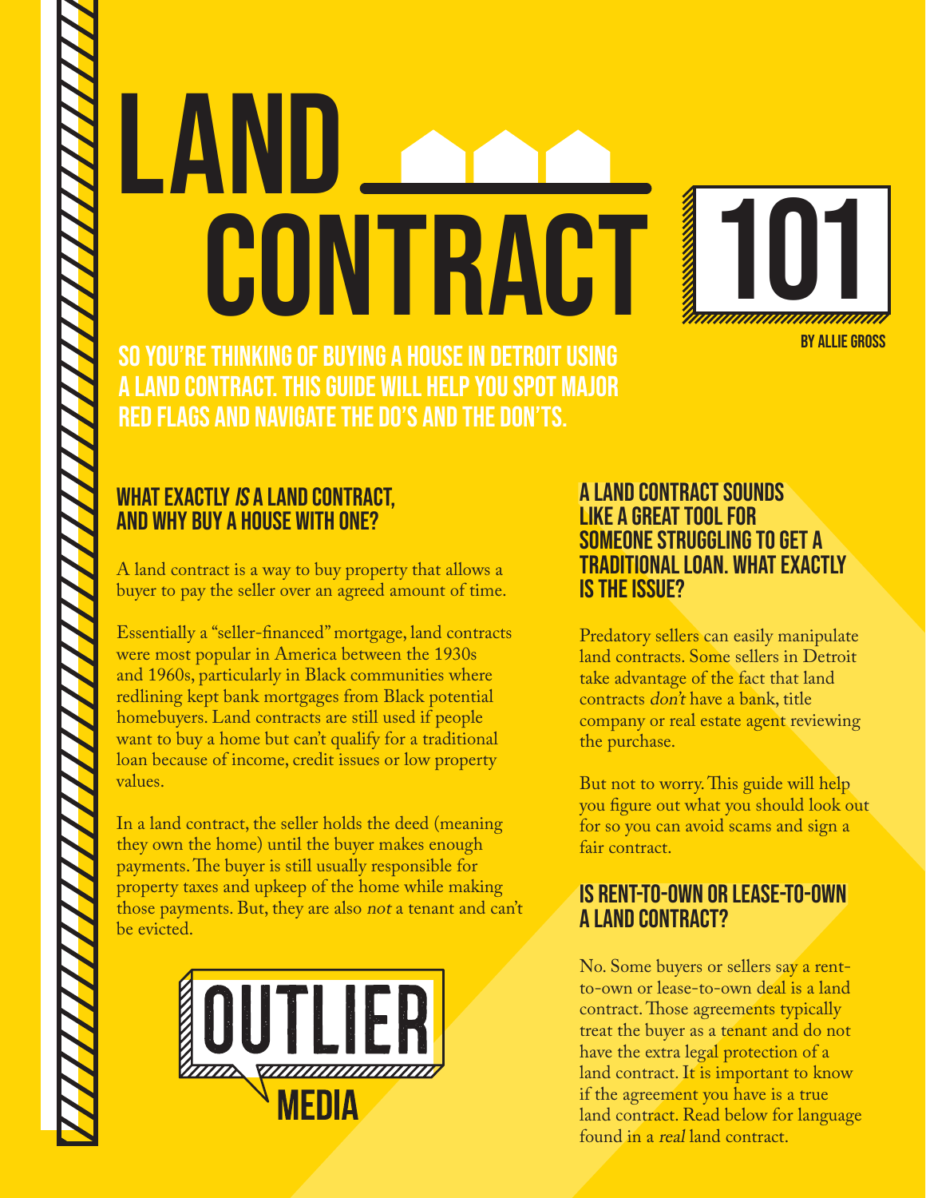# LAND CONTRACT 101

BY ALLIE GROSS

**SO YOU'RE THINKING OF BUYING A HOUSE IN DETROIT USING A LAND CONTRACT. THIS GUIDE WILL HELP YOU SPOT MAJOR RED FLAGS AND NAVIGATE THE DO'S AND THE DON'TS.**

## WHAT EXACTLY *IS* A LAND CONTRACT, AND WHY BUY A HOUSE WITH ONE?

A land contract is a way to buy property that allows a buyer to pay the seller over an agreed amount of time.

Essentially a "seller-financed" mortgage, land contracts were most popular in America between the 1930s and 1960s, particularly in Black communities where redlining kept bank mortgages from Black potential homebuyers. Land contracts are still used if people want to buy a home but can't qualify for a traditional loan because of income, credit issues or low property values.

In a land contract, the seller holds the deed (meaning they own the home) until the buyer makes enough payments. The buyer is still usually responsible for property taxes and upkeep of the home while making those payments. But, they are also *not* a tenant and can't be evicted.

OUTLIER MEDIA

## A LAND CONTRACT SOUNDS LIKE A GREAT TOOL FOR SOMEONE STRUGGLING TO GET A TRADITIONAL LOAN. WHAT EXACTLY IS THE ISSUE?

Predatory sellers can easily manipulate land contracts. Some sellers in Detroit take advantage of the fact that land contracts *don't* have a bank, title company or real estate agent reviewing the purchase.

But not to worry. This guide will help you figure out what you should look out for so you can avoid scams and sign a fair contract.

## IS RENT-TO-OWN OR LEASE-TO-OWN A LAND CONTRACT?

No. Some buyers or sellers say a rent-to-own or lease-to-own deal is a land contract. Those agreements typically treat the buyer as a tenant and do not have the extra legal protection of a land contract. It is important to know if the agreement you have is a true land contract. Read below for language found in a *real* land contract.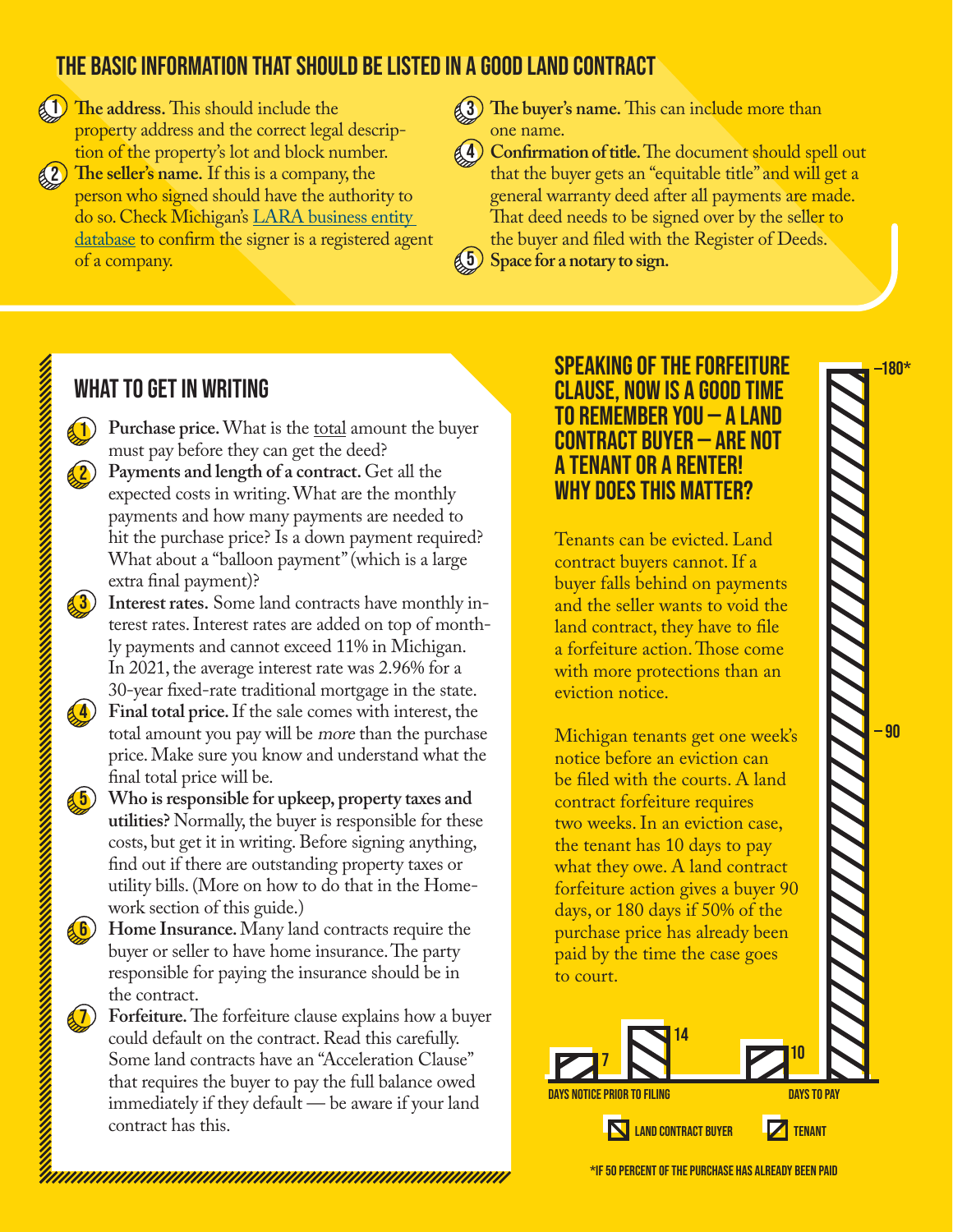## THE BASIC INFORMATION THAT SHOULD BE LISTED IN A GOOD LAND CONTRACT

1. **The address.** This should include the property address and the correct legal description of the property's lot and block number.
2. **The seller's name.** If this is a company, the person who signed should have the authority to do so. Check Michigan's [LARA business entity database] to confirm the signer is a registered agent of a company.
3. **The buyer's name.** This can include more than one name.
4. **Confirmation of title.** The document should spell out that the buyer gets an "equitable title" and will get a general warranty deed after all payments are made. That deed needs to be signed over by the seller to the buyer and filed with the Register of Deeds.
5. **Space for a notary to sign.**

## WHAT TO GET IN WRITING

1. **Purchase price.** What is the total amount the buyer must pay before they can get the deed?
2. **Payments and length of a contract.** Get all the expected costs in writing. What are the monthly payments and how many payments are needed to hit the purchase price? Is a down payment required? What about a "balloon payment" (which is a large extra final payment)?
3. **Interest rates.** Some land contracts have monthly interest rates. Interest rates are added on top of monthly payments and cannot exceed 11% in Michigan. In 2021, the average interest rate was 2.96% for a 30-year fixed-rate traditional mortgage in the state.
4. **Final total price.** If the sale comes with interest, the total amount you pay will be *more* than the purchase price. Make sure you know and understand what the final total price will be.
5. **Who is responsible for upkeep, property taxes and utilities?** Normally, the buyer is responsible for these costs, but get it in writing. Before signing anything, find out if there are outstanding property taxes or utility bills. (More on how to do that in the Homework section of this guide.)
6. **Home Insurance.** Many land contracts require the buyer or seller to have home insurance. The party responsible for paying the insurance should be in the contract.
7. **Forfeiture.** The forfeiture clause explains how a buyer could default on the contract. Read this carefully. Some land contracts have an "Acceleration Clause" that requires the buyer to pay the full balance owed immediately if they default — be aware if your land contract has this.

## SPEAKING OF THE FORFEITURE CLAUSE, NOW IS A GOOD TIME TO REMEMBER YOU — A LAND CONTRACT BUYER — ARE NOT A TENANT OR A RENTER! WHY DOES THIS MATTER?

Tenants can be evicted. Land contract buyers cannot. If a buyer falls behind on payments and the seller wants to void the land contract, they have to file a forfeiture action. Those come with more protections than an eviction notice.

Michigan tenants get one week's notice before an eviction can be filed with the courts. A land contract forfeiture requires two weeks. In an eviction case, the tenant has 10 days to pay what they owe. A land contract forfeiture action gives a buyer 90 days, or 180 days if 50% of the purchase price has already been paid by the time the case goes to court.

| | Tenant | Land contract buyer |
|---|---|---|
| Days notice prior to filing | 7 | 14 |
| Days to pay | 10 | 90 / 180* |

*IF 50 PERCENT OF THE PURCHASE HAS ALREADY BEEN PAID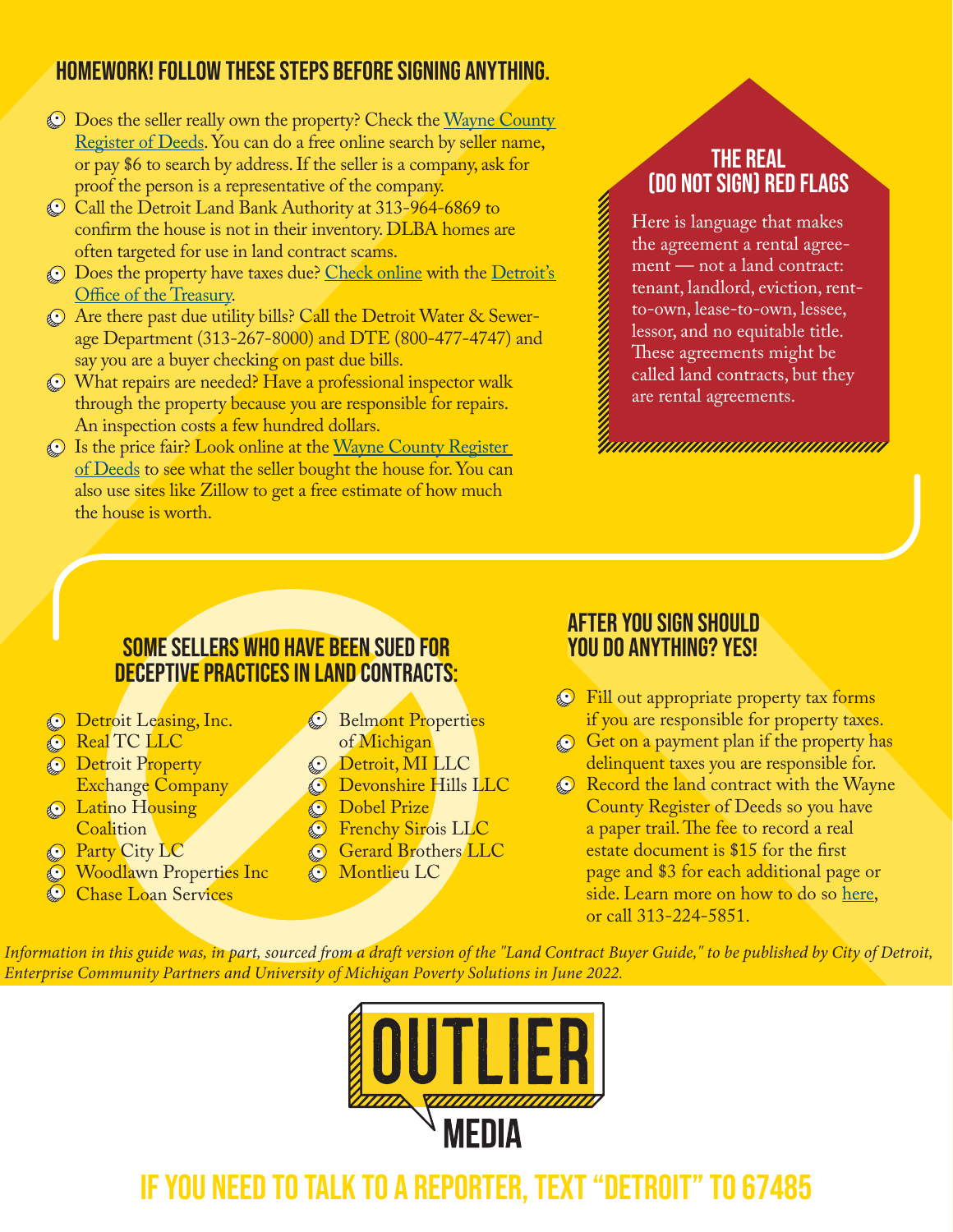## HOMEWORK! FOLLOW THESE STEPS BEFORE SIGNING ANYTHING.

- Does the seller really own the property? Check the Wayne County Register of Deeds. You can do a free online search by seller name, or pay $6 to search by address. If the seller is a company, ask for proof the person is a representative of the company.
- Call the Detroit Land Bank Authority at 313-964-6869 to confirm the house is not in their inventory. DLBA homes are often targeted for use in land contract scams.
- Does the property have taxes due? Check online with the Detroit's Office of the Treasury.
- Are there past due utility bills? Call the Detroit Water & Sewerage Department (313-267-8000) and DTE (800-477-4747) and say you are a buyer checking on past due bills.
- What repairs are needed? Have a professional inspector walk through the property because you are responsible for repairs. An inspection costs a few hundred dollars.
- Is the price fair? Look online at the Wayne County Register of Deeds to see what the seller bought the house for. You can also use sites like Zillow to get a free estimate of how much the house is worth.

## THE REAL (DO NOT SIGN) RED FLAGS

Here is language that makes the agreement a rental agreement — not a land contract: tenant, landlord, eviction, rent-to-own, lease-to-own, lessee, lessor, and no equitable title. These agreements might be called land contracts, but they are rental agreements.

## SOME SELLERS WHO HAVE BEEN SUED FOR DECEPTIVE PRACTICES IN LAND CONTRACTS:

- Detroit Leasing, Inc.
- Real TC LLC
- Detroit Property Exchange Company
- Latino Housing Coalition
- Party City LC
- Woodlawn Properties Inc
- Chase Loan Services
- Belmont Properties of Michigan
- Detroit, MI LLC
- Devonshire Hills LLC
- Dobel Prize
- Frenchy Sirois LLC
- Gerard Brothers LLC
- Montlieu LC

## AFTER YOU SIGN SHOULD YOU DO ANYTHING? YES!

- Fill out appropriate property tax forms if you are responsible for property taxes.
- Get on a payment plan if the property has delinquent taxes you are responsible for.
- Record the land contract with the Wayne County Register of Deeds so you have a paper trail. The fee to record a real estate document is $15 for the first page and $3 for each additional page or side. Learn more on how to do so here, or call 313-224-5851.

*Information in this guide was, in part, sourced from a draft version of the "Land Contract Buyer Guide," to be published by City of Detroit, Enterprise Community Partners and University of Michigan Poverty Solutions in June 2022.*

OUTLIER MEDIA

## IF YOU NEED TO TALK TO A REPORTER, TEXT "DETROIT" TO 67485